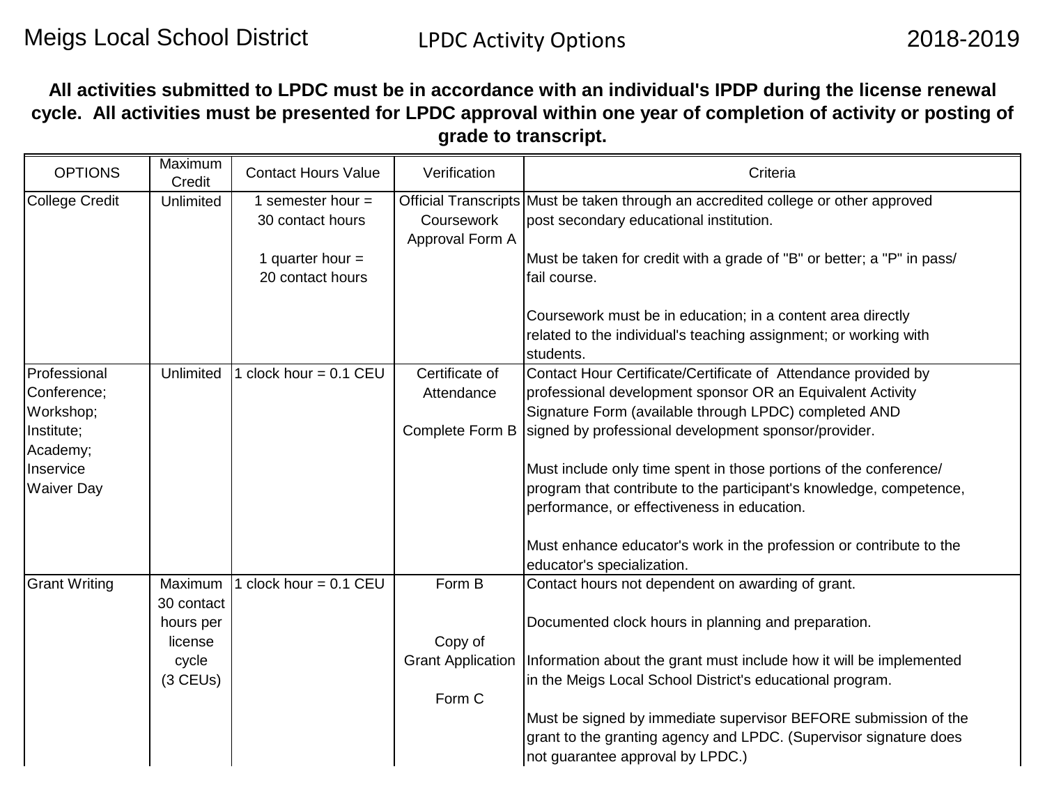Meigs Local School District | LPDC Activity Options | 2018-2019

**All activities submitted to LPDC must be in accordance with an individual's IPDP during the license renewal cycle. All activities must be presented for LPDC approval within one year of completion of activity or posting of grade to transcript.**

| OPTIONS | Maximum Credit | Contact Hours Value | Verification | Criteria |
|---|---|---|---|---|
| College Credit | Unlimited | 1 semester hour = 30 contact hours<br><br>1 quarter hour = 20 contact hours | Official Transcripts<br>Coursework Approval Form A | Must be taken through an accredited college or other approved post secondary educational institution.<br><br>Must be taken for credit with a grade of "B" or better; a "P" in pass/fail course.<br><br>Coursework must be in education; in a content area directly related to the individual's teaching assignment; or working with students. |
| Professional Conference;<br>Workshop;<br>Institute;<br>Academy;<br>Inservice<br>Waiver Day | Unlimited | 1 clock hour = 0.1 CEU | Certificate of Attendance<br><br>Complete Form B | Contact Hour Certificate/Certificate of Attendance provided by professional development sponsor OR an Equivalent Activity Signature Form (available through LPDC) completed AND signed by professional development sponsor/provider.<br><br>Must include only time spent in those portions of the conference/program that contribute to the participant's knowledge, competence, performance, or effectiveness in education.<br><br>Must enhance educator's work in the profession or contribute to the educator's specialization. |
| Grant Writing | Maximum 30 contact hours per license cycle (3 CEUs) | 1 clock hour = 0.1 CEU | Form B<br><br>Copy of Grant Application<br><br>Form C | Contact hours not dependent on awarding of grant.<br><br>Documented clock hours in planning and preparation.<br><br>Information about the grant must include how it will be implemented in the Meigs Local School District's educational program.<br><br>Must be signed by immediate supervisor BEFORE submission of the grant to the granting agency and LPDC. (Supervisor signature does not guarantee approval by LPDC.) |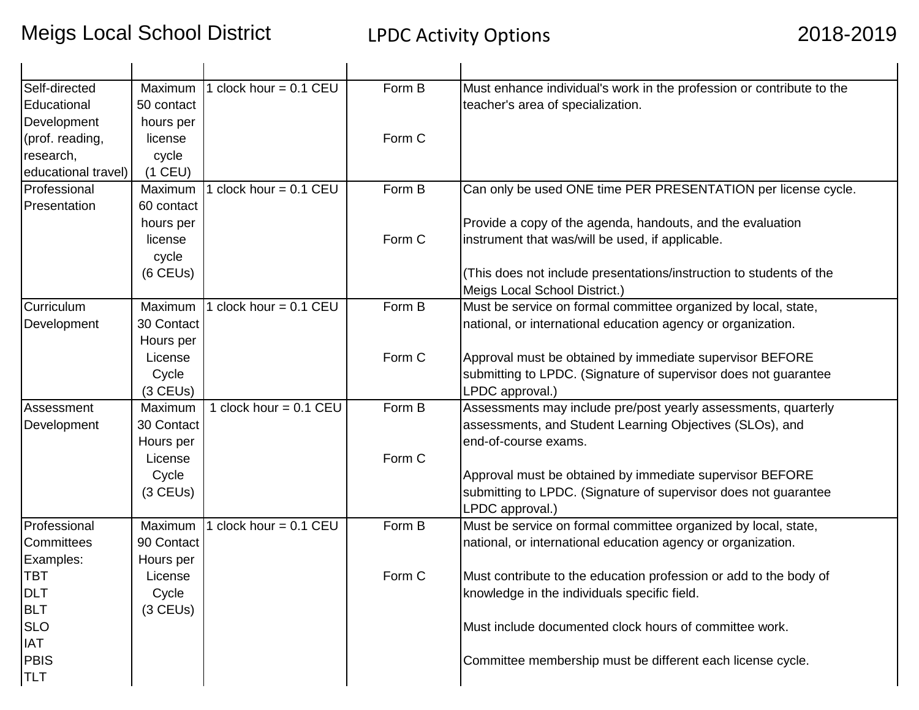| | | | | |
|---|---|---|---|---|
| Self-directed Educational Development (prof. reading, research, educational travel) | Maximum 50 contact hours per license cycle (1 CEU) | 1 clock hour = 0.1 CEU | Form B<br><br>Form C | Must enhance individual's work in the profession or contribute to the teacher's area of specialization. |
| Professional Presentation | Maximum 60 contact hours per license cycle (6 CEUs) | 1 clock hour = 0.1 CEU | Form B<br><br>Form C | Can only be used ONE time PER PRESENTATION per license cycle.<br><br>Provide a copy of the agenda, handouts, and the evaluation instrument that was/will be used, if applicable.<br><br>(This does not include presentations/instruction to students of the Meigs Local School District.) |
| Curriculum Development | Maximum 30 Contact Hours per License Cycle (3 CEUs) | 1 clock hour = 0.1 CEU | Form B<br><br>Form C | Must be service on formal committee organized by local, state, national, or international education agency or organization.<br><br>Approval must be obtained by immediate supervisor BEFORE submitting to LPDC. (Signature of supervisor does not guarantee LPDC approval.) |
| Assessment Development | Maximum 30 Contact Hours per License Cycle (3 CEUs) | 1 clock hour = 0.1 CEU | Form B<br><br>Form C | Assessments may include pre/post yearly assessments, quarterly assessments, and Student Learning Objectives (SLOs), and end-of-course exams.<br><br>Approval must be obtained by immediate supervisor BEFORE submitting to LPDC. (Signature of supervisor does not guarantee LPDC approval.) |
| Professional Committees Examples: TBT DLT BLT SLO IAT PBIS TLT | Maximum 90 Contact Hours per License Cycle (3 CEUs) | 1 clock hour = 0.1 CEU | Form B<br><br>Form C | Must be service on formal committee organized by local, state, national, or international education agency or organization.<br><br>Must contribute to the education profession or add to the body of knowledge in the individuals specific field.<br><br>Must include documented clock hours of committee work.<br><br>Committee membership must be different each license cycle. |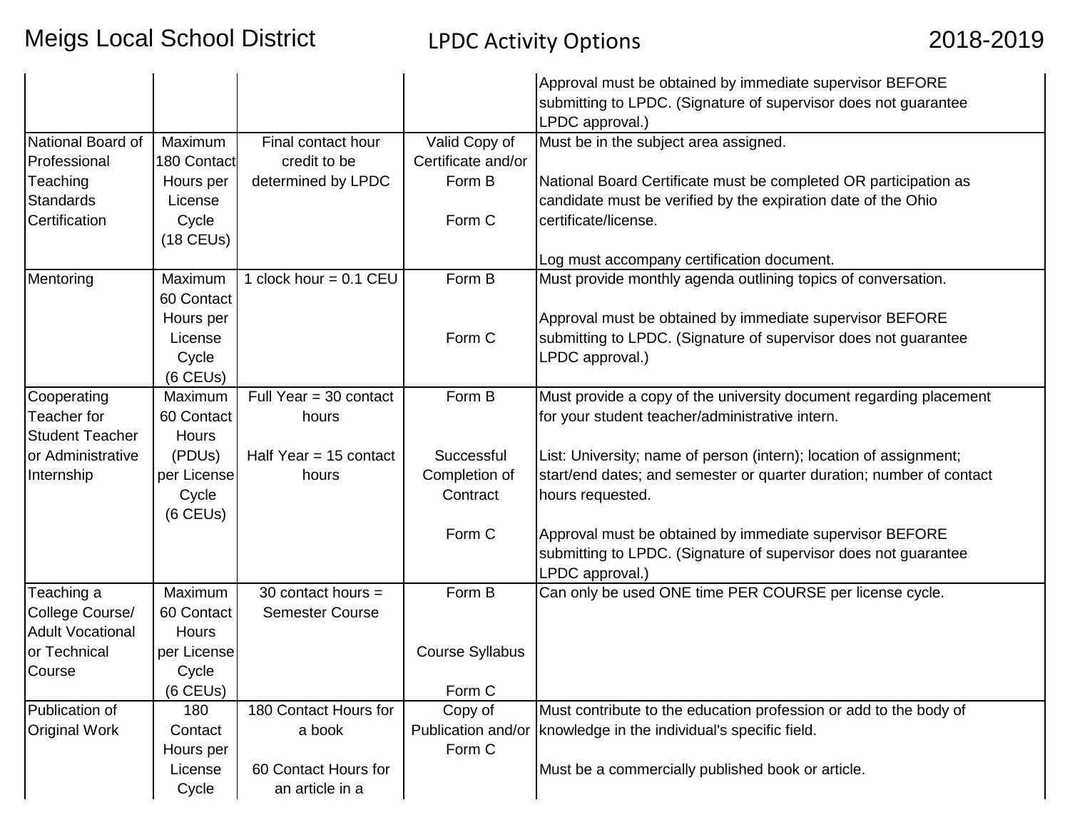| | | | | |
|---|---|---|---|---|
| | | | | Approval must be obtained by immediate supervisor BEFORE submitting to LPDC. (Signature of supervisor does not guarantee LPDC approval.) |
| National Board of Professional Teaching Standards Certification | Maximum 180 Contact Hours per License Cycle (18 CEUs) | Final contact hour credit to be determined by LPDC | Valid Copy of Certificate and/or Form B<br><br>Form C | Must be in the subject area assigned.<br><br>National Board Certificate must be completed OR participation as candidate must be verified by the expiration date of the Ohio certificate/license.<br><br>Log must accompany certification document. |
| Mentoring | Maximum 60 Contact Hours per License Cycle (6 CEUs) | 1 clock hour = 0.1 CEU | Form B<br><br>Form C | Must provide monthly agenda outlining topics of conversation.<br><br>Approval must be obtained by immediate supervisor BEFORE submitting to LPDC. (Signature of supervisor does not guarantee LPDC approval.) |
| Cooperating Teacher for Student Teacher or Administrative Internship | Maximum 60 Contact Hours (PDUs) per License Cycle (6 CEUs) | Full Year = 30 contact hours<br><br>Half Year = 15 contact hours | Form B<br><br>Successful Completion of Contract<br><br>Form C | Must provide a copy of the university document regarding placement for your student teacher/administrative intern.<br><br>List: University; name of person (intern); location of assignment; start/end dates; and semester or quarter duration; number of contact hours requested.<br><br>Approval must be obtained by immediate supervisor BEFORE submitting to LPDC. (Signature of supervisor does not guarantee LPDC approval.) |
| Teaching a College Course/ Adult Vocational or Technical Course | Maximum 60 Contact Hours per License Cycle (6 CEUs) | 30 contact hours = Semester Course | Form B<br><br>Course Syllabus<br><br>Form C | Can only be used ONE time PER COURSE per license cycle. |
| Publication of Original Work | 180 Contact Hours per License Cycle | 180 Contact Hours for a book<br><br>60 Contact Hours for an article in a | Copy of Publication and/or Form C | Must contribute to the education profession or add to the body of knowledge in the individual's specific field.<br><br>Must be a commercially published book or article. |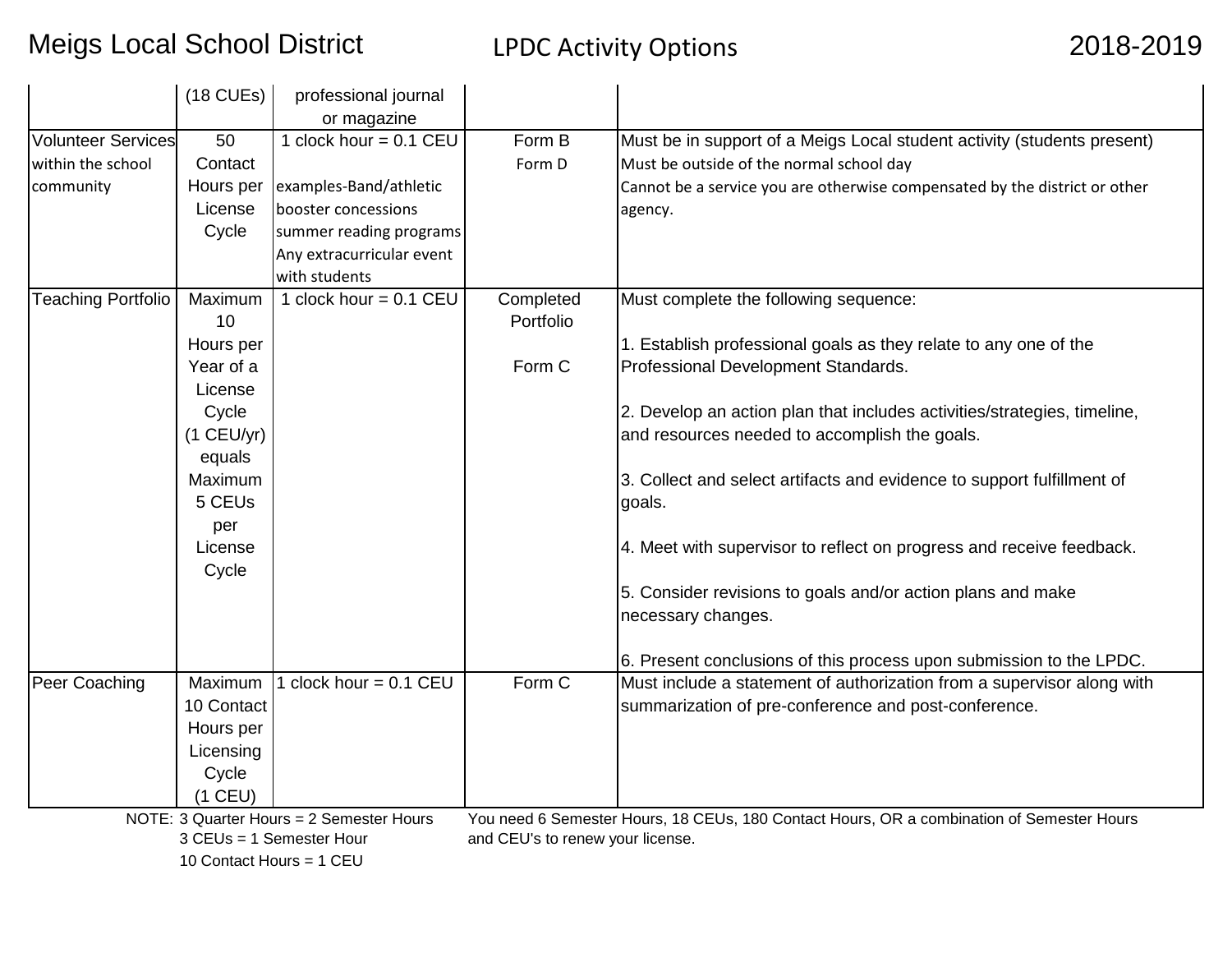| | | | | |
|---|---|---|---|---|
| | (18 CUEs) | professional journal or magazine | | |
| Volunteer Services within the school community | 50 Contact Hours per License Cycle | 1 clock hour = 0.1 CEU<br><br>examples-Band/athletic booster concessions summer reading programs Any extracurricular event with students | Form B<br>Form D | Must be in support of a Meigs Local student activity (students present)<br>Must be outside of the normal school day<br>Cannot be a service you are otherwise compensated by the district or other agency. |
| Teaching Portfolio | Maximum 10 Hours per Year of a License Cycle (1 CEU/yr) equals Maximum 5 CEUs per License Cycle | 1 clock hour = 0.1 CEU | Completed Portfolio<br><br>Form C | Must complete the following sequence:<br><br>1. Establish professional goals as they relate to any one of the Professional Development Standards.<br><br>2. Develop an action plan that includes activities/strategies, timeline, and resources needed to accomplish the goals.<br><br>3. Collect and select artifacts and evidence to support fulfillment of goals.<br><br>4. Meet with supervisor to reflect on progress and receive feedback.<br><br>5. Consider revisions to goals and/or action plans and make necessary changes.<br><br>6. Present conclusions of this process upon submission to the LPDC. |
| Peer Coaching | Maximum 10 Contact Hours per Licensing Cycle (1 CEU) | 1 clock hour = 0.1 CEU | Form C | Must include a statement of authorization from a supervisor along with summarization of pre-conference and post-conference. |

NOTE: 3 Quarter Hours = 2 Semester Hours
3 CEUs = 1 Semester Hour
10 Contact Hours = 1 CEU

You need 6 Semester Hours, 18 CEUs, 180 Contact Hours, OR a combination of Semester Hours and CEU's to renew your license.